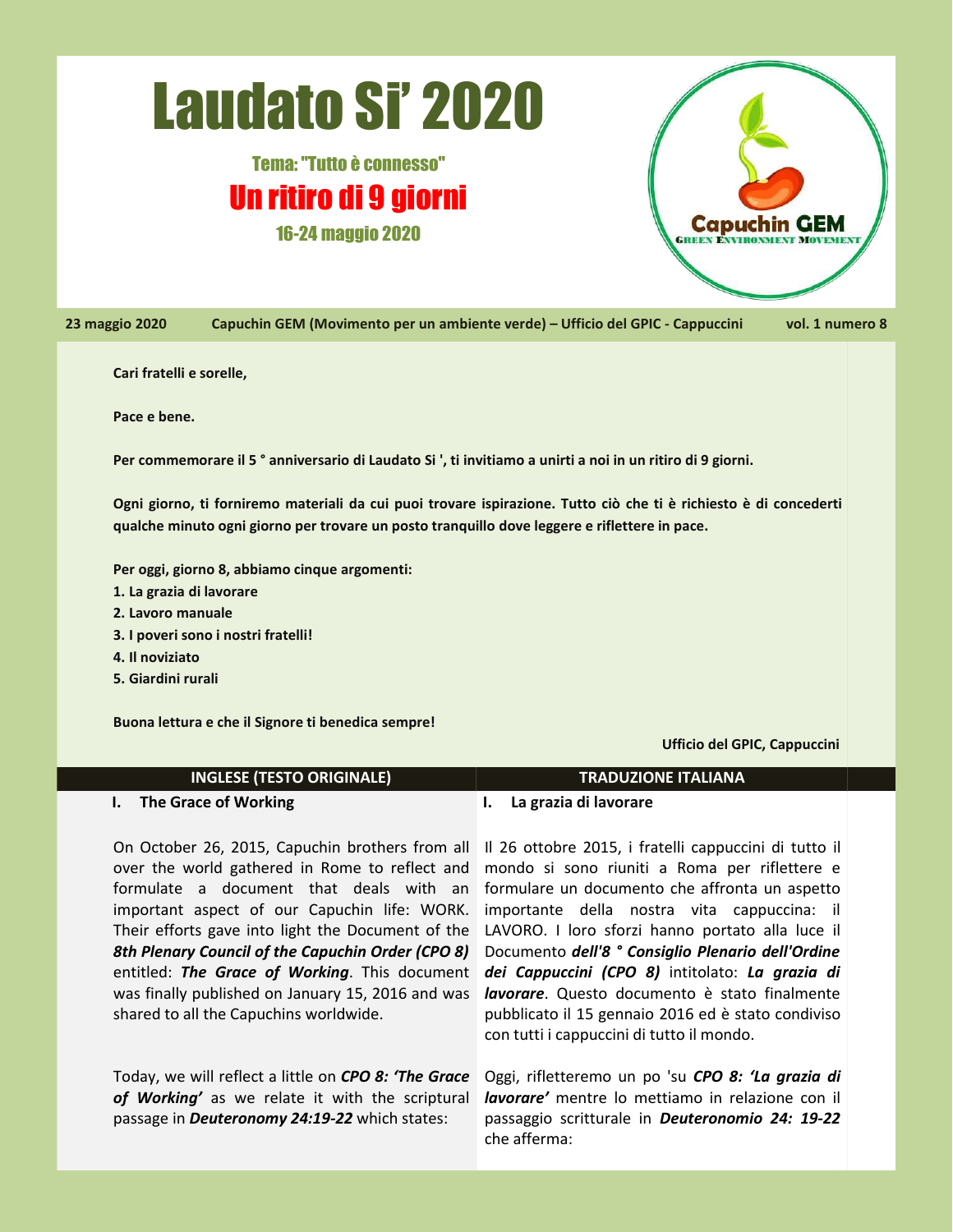# Laudato Si' 2020

Tema: "Tutto è connesso"

## Un ritiro di 9 giorni

16-24 maggio 2020

Capuchin GEM
GREEN ENVIRONMENT MOVEMENT

**23 maggio 2020** **Capuchin GEM (Movimento per un ambiente verde) – Ufficio del GPIC - Cappuccini** **vol. 1 numero 8**

**Cari fratelli e sorelle,**

**Pace e bene.**

**Per commemorare il 5 ° anniversario di Laudato Si ', ti invitiamo a unirti a noi in un ritiro di 9 giorni.**

**Ogni giorno, ti forniremo materiali da cui puoi trovare ispirazione. Tutto ciò che ti è richiesto è di concederti qualche minuto ogni giorno per trovare un posto tranquillo dove leggere e riflettere in pace.**

**Per oggi, giorno 8, abbiamo cinque argomenti:**
**1. La grazia di lavorare**
**2. Lavoro manuale**
**3. I poveri sono i nostri fratelli!**
**4. Il noviziato**
**5. Giardini rurali**

**Buona lettura e che il Signore ti benedica sempre!**

**Ufficio del GPIC, Cappuccini**

| INGLESE (TESTO ORIGINALE) | TRADUZIONE ITALIANA |
| --- | --- |
| **I. The Grace of Working** | **I. La grazia di lavorare** |
| On October 26, 2015, Capuchin brothers from all over the world gathered in Rome to reflect and formulate a document that deals with an important aspect of our Capuchin life: WORK. Their efforts gave into light the Document of the ***8th Plenary Council of the Capuchin Order (CPO 8)*** entitled: ***The Grace of Working***. This document was finally published on January 15, 2016 and was shared to all the Capuchins worldwide. | Il 26 ottobre 2015, i fratelli cappuccini di tutto il mondo si sono riuniti a Roma per riflettere e formulare un documento che affronta un aspetto importante della nostra vita cappuccina: il LAVORO. I loro sforzi hanno portato alla luce il Documento ***dell'8 ° Consiglio Plenario dell'Ordine dei Cappuccini (CPO 8)*** intitolato: ***La grazia di lavorare***. Questo documento è stato finalmente pubblicato il 15 gennaio 2016 ed è stato condiviso con tutti i cappuccini di tutto il mondo. |
| Today, we will reflect a little on ***CPO 8: 'The Grace of Working'*** as we relate it with the scriptural passage in ***Deuteronomy 24:19-22*** which states: | Oggi, rifletteremo un po 'su ***CPO 8: 'La grazia di lavorare'*** mentre lo mettiamo in relazione con il passaggio scritturale in ***Deuteronomio 24: 19-22*** che afferma: |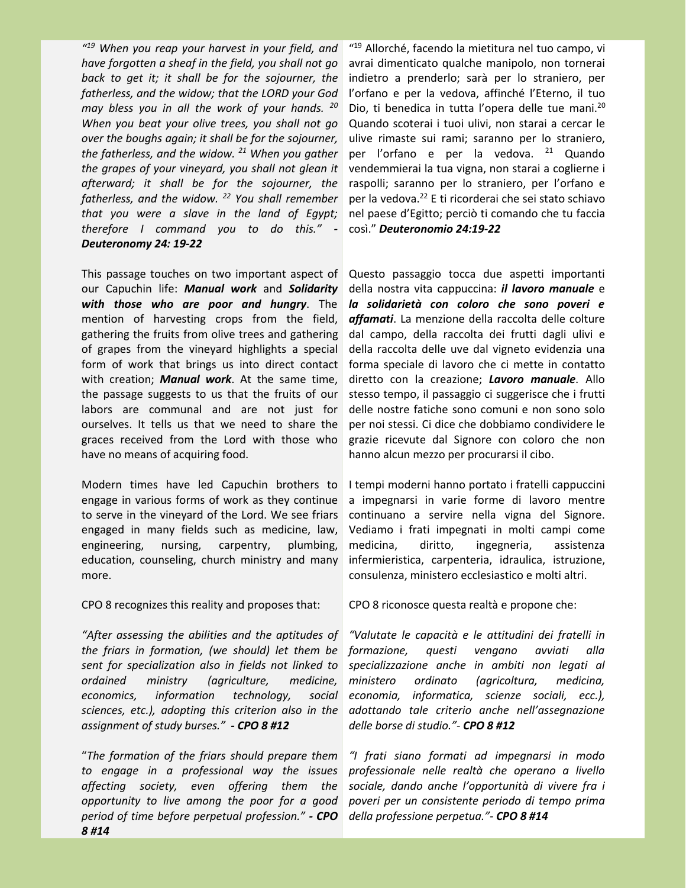*"[19] When you reap your harvest in your field, and have forgotten a sheaf in the field, you shall not go back to get it; it shall be for the sojourner, the fatherless, and the widow; that the LORD your God may bless you in all the work of your hands. [20] When you beat your olive trees, you shall not go over the boughs again; it shall be for the sojourner, the fatherless, and the widow. [21] When you gather the grapes of your vineyard, you shall not glean it afterward; it shall be for the sojourner, the fatherless, and the widow. [22] You shall remember that you were a slave in the land of Egypt; therefore I command you to do this." -* ***Deuteronomy 24: 19-22***

This passage touches on two important aspect of our Capuchin life: ***Manual work*** and ***Solidarity with those who are poor and hungry***. The mention of harvesting crops from the field, gathering the fruits from olive trees and gathering of grapes from the vineyard highlights a special form of work that brings us into direct contact with creation; ***Manual work***. At the same time, the passage suggests to us that the fruits of our labors are communal and are not just for ourselves. It tells us that we need to share the graces received from the Lord with those who have no means of acquiring food.

Modern times have led Capuchin brothers to engage in various forms of work as they continue to serve in the vineyard of the Lord. We see friars engaged in many fields such as medicine, law, engineering, nursing, carpentry, plumbing, education, counseling, church ministry and many more.

CPO 8 recognizes this reality and proposes that:

*"After assessing the abilities and the aptitudes of the friars in formation, (we should) let them be sent for specialization also in fields not linked to ordained ministry (agriculture, medicine, economics, information technology, social sciences, etc.), adopting this criterion also in the assignment of study burses." -* ***CPO 8 #12***

"*The formation of the friars should prepare them to engage in a professional way the issues affecting society, even offering them the opportunity to live among the poor for a good period of time before perpetual profession." -* ***CPO 8 #14***

"[19] Allorché, facendo la mietitura nel tuo campo, vi avrai dimenticato qualche manipolo, non tornerai indietro a prenderlo; sarà per lo straniero, per l'orfano e per la vedova, affinché l'Eterno, il tuo Dio, ti benedica in tutta l'opera delle tue mani.[20] Quando scoterai i tuoi ulivi, non starai a cercar le ulive rimaste sui rami; saranno per lo straniero, per l'orfano e per la vedova. [21] Quando vendemmierai la tua vigna, non starai a coglierne i raspolli; saranno per lo straniero, per l'orfano e per la vedova.[22] E ti ricorderai che sei stato schiavo nel paese d'Egitto; perciò ti comando che tu faccia così." ***Deuteronomio 24:19-22***

Questo passaggio tocca due aspetti importanti della nostra vita cappuccina: ***il lavoro manuale*** e ***la solidarietà con coloro che sono poveri e affamati***. La menzione della raccolta delle colture dal campo, della raccolta dei frutti dagli ulivi e della raccolta delle uve dal vigneto evidenzia una forma speciale di lavoro che ci mette in contatto diretto con la creazione; ***Lavoro manuale***. Allo stesso tempo, il passaggio ci suggerisce che i frutti delle nostre fatiche sono comuni e non sono solo per noi stessi. Ci dice che dobbiamo condividere le grazie ricevute dal Signore con coloro che non hanno alcun mezzo per procurarsi il cibo.

I tempi moderni hanno portato i fratelli cappuccini a impegnarsi in varie forme di lavoro mentre continuano a servire nella vigna del Signore. Vediamo i frati impegnati in molti campi come medicina, diritto, ingegneria, assistenza infermieristica, carpenteria, idraulica, istruzione, consulenza, ministero ecclesiastico e molti altri.

CPO 8 riconosce questa realtà e propone che:

*"Valutate le capacità e le attitudini dei fratelli in formazione, questi vengano avviati alla specializzazione anche in ambiti non legati al ministero ordinato (agricoltura, medicina, economia, informatica, scienze sociali, ecc.), adottando tale criterio anche nell'assegnazione delle borse di studio."-* ***CPO 8 #12***

*"I frati siano formati ad impegnarsi in modo professionale nelle realtà che operano a livello sociale, dando anche l'opportunità di vivere fra i poveri per un consistente periodo di tempo prima della professione perpetua."-* ***CPO 8 #14***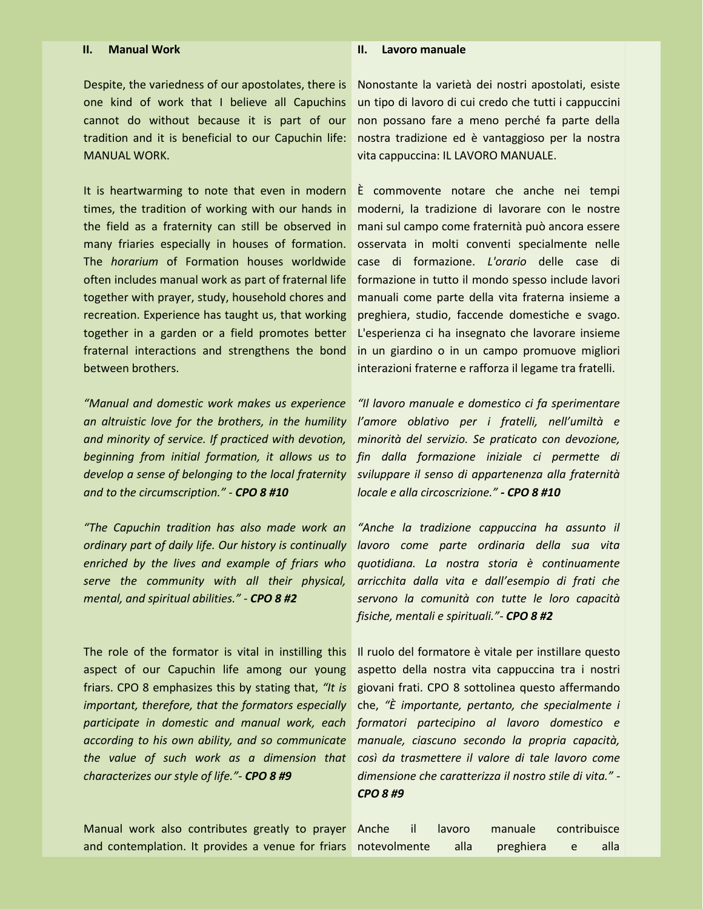## II. Manual Work

Despite, the variedness of our apostolates, there is one kind of work that I believe all Capuchins cannot do without because it is part of our tradition and it is beneficial to our Capuchin life: MANUAL WORK.

It is heartwarming to note that even in modern times, the tradition of working with our hands in the field as a fraternity can still be observed in many friaries especially in houses of formation. The *horarium* of Formation houses worldwide often includes manual work as part of fraternal life together with prayer, study, household chores and recreation. Experience has taught us, that working together in a garden or a field promotes better fraternal interactions and strengthens the bond between brothers.

*"Manual and domestic work makes us experience an altruistic love for the brothers, in the humility and minority of service. If practiced with devotion, beginning from initial formation, it allows us to develop a sense of belonging to the local fraternity and to the circumscription."* - ***CPO 8 #10***

*"The Capuchin tradition has also made work an ordinary part of daily life. Our history is continually enriched by the lives and example of friars who serve the community with all their physical, mental, and spiritual abilities."* - ***CPO 8 #2***

The role of the formator is vital in instilling this aspect of our Capuchin life among our young friars. CPO 8 emphasizes this by stating that, *"It is important, therefore, that the formators especially participate in domestic and manual work, each according to his own ability, and so communicate the value of such work as a dimension that characterizes our style of life."*- ***CPO 8 #9***

Manual work also contributes greatly to prayer and contemplation. It provides a venue for friars

## II. Lavoro manuale

Nonostante la varietà dei nostri apostolati, esiste un tipo di lavoro di cui credo che tutti i cappuccini non possano fare a meno perché fa parte della nostra tradizione ed è vantaggioso per la nostra vita cappuccina: IL LAVORO MANUALE.

È commovente notare che anche nei tempi moderni, la tradizione di lavorare con le nostre mani sul campo come fraternità può ancora essere osservata in molti conventi specialmente nelle case di formazione. *L'orario* delle case di formazione in tutto il mondo spesso include lavori manuali come parte della vita fraterna insieme a preghiera, studio, faccende domestiche e svago. L'esperienza ci ha insegnato che lavorare insieme in un giardino o in un campo promuove migliori interazioni fraterne e rafforza il legame tra fratelli.

*"Il lavoro manuale e domestico ci fa sperimentare l'amore oblativo per i fratelli, nell'umiltà e minorità del servizio. Se praticato con devozione, fin dalla formazione iniziale ci permette di sviluppare il senso di appartenenza alla fraternità locale e alla circoscrizione."* ***- CPO 8 #10***

*"Anche la tradizione cappuccina ha assunto il lavoro come parte ordinaria della sua vita quotidiana. La nostra storia è continuamente arricchita dalla vita e dall'esempio di frati che servono la comunità con tutte le loro capacità fisiche, mentali e spirituali."*- ***CPO 8 #2***

Il ruolo del formatore è vitale per instillare questo aspetto della nostra vita cappuccina tra i nostri giovani frati. CPO 8 sottolinea questo affermando che, *"È importante, pertanto, che specialmente i formatori partecipino al lavoro domestico e manuale, ciascuno secondo la propria capacità, così da trasmettere il valore di tale lavoro come dimensione che caratterizza il nostro stile di vita."* - ***CPO 8 #9***

Anche il lavoro manuale contribuisce notevolmente alla preghiera e alla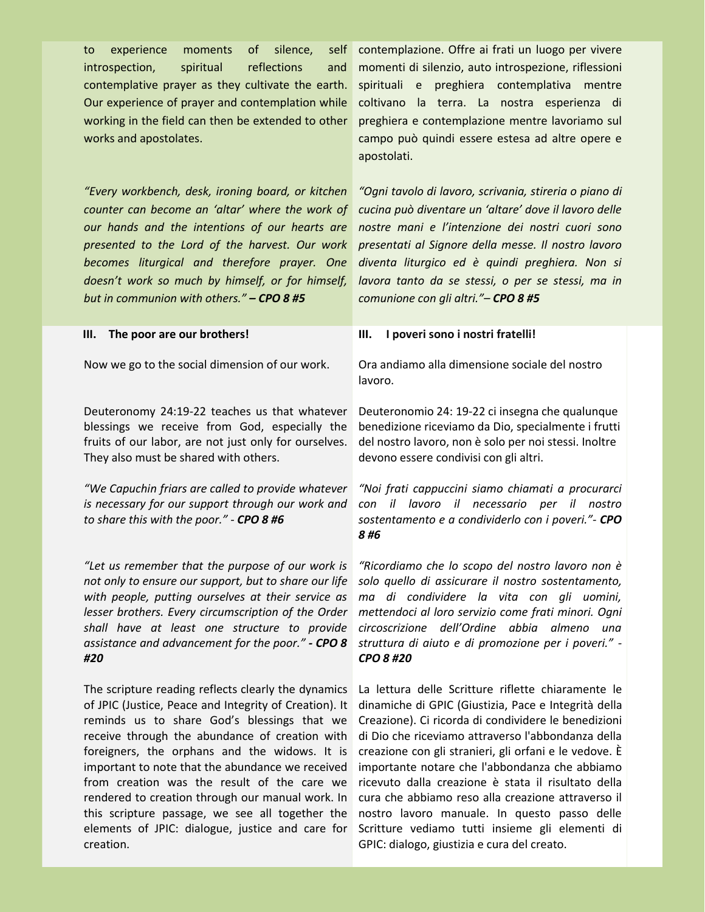to experience moments of silence, self introspection, spiritual reflections and contemplative prayer as they cultivate the earth. Our experience of prayer and contemplation while working in the field can then be extended to other works and apostolates.

contemplazione. Offre ai frati un luogo per vivere momenti di silenzio, auto introspezione, riflessioni spirituali e preghiera contemplativa mentre coltivano la terra. La nostra esperienza di preghiera e contemplazione mentre lavoriamo sul campo può quindi essere estesa ad altre opere e apostolati.

*"Every workbench, desk, ironing board, or kitchen counter can become an 'altar' where the work of our hands and the intentions of our hearts are presented to the Lord of the harvest. Our work becomes liturgical and therefore prayer. One doesn't work so much by himself, or for himself, but in communion with others." **– CPO 8 #5***

*"Ogni tavolo di lavoro, scrivania, stireria o piano di cucina può diventare un 'altare' dove il lavoro delle nostre mani e l'intenzione dei nostri cuori sono presentati al Signore della messe. Il nostro lavoro diventa liturgico ed è quindi preghiera. Non si lavora tanto da se stessi, o per se stessi, ma in comunione con gli altri."**– CPO 8 #5***

## III. The poor are our brothers!

## III. I poveri sono i nostri fratelli!

Now we go to the social dimension of our work.

Ora andiamo alla dimensione sociale del nostro lavoro.

Deuteronomy 24:19-22 teaches us that whatever blessings we receive from God, especially the fruits of our labor, are not just only for ourselves. They also must be shared with others.

Deuteronomio 24: 19-22 ci insegna che qualunque benedizione riceviamo da Dio, specialmente i frutti del nostro lavoro, non è solo per noi stessi. Inoltre devono essere condivisi con gli altri.

*"We Capuchin friars are called to provide whatever is necessary for our support through our work and to share this with the poor." - **CPO 8 #6***

*"Noi frati cappuccini siamo chiamati a procurarci con il lavoro il necessario per il nostro sostentamento e a condividerlo con i poveri."- **CPO 8 #6***

*"Let us remember that the purpose of our work is not only to ensure our support, but to share our life with people, putting ourselves at their service as lesser brothers. Every circumscription of the Order shall have at least one structure to provide assistance and advancement for the poor." **- CPO 8 #20***

*"Ricordiamo che lo scopo del nostro lavoro non è solo quello di assicurare il nostro sostentamento, ma di condividere la vita con gli uomini, mettendoci al loro servizio come frati minori. Ogni circoscrizione dell'Ordine abbia almeno una struttura di aiuto e di promozione per i poveri." - **CPO 8 #20***

The scripture reading reflects clearly the dynamics of JPIC (Justice, Peace and Integrity of Creation). It reminds us to share God's blessings that we receive through the abundance of creation with foreigners, the orphans and the widows. It is important to note that the abundance we received from creation was the result of the care we rendered to creation through our manual work. In this scripture passage, we see all together the elements of JPIC: dialogue, justice and care for creation.

La lettura delle Scritture riflette chiaramente le dinamiche di GPIC (Giustizia, Pace e Integrità della Creazione). Ci ricorda di condividere le benedizioni di Dio che riceviamo attraverso l'abbondanza della creazione con gli stranieri, gli orfani e le vedove. È importante notare che l'abbondanza che abbiamo ricevuto dalla creazione è stata il risultato della cura che abbiamo reso alla creazione attraverso il nostro lavoro manuale. In questo passo delle Scritture vediamo tutti insieme gli elementi di GPIC: dialogo, giustizia e cura del creato.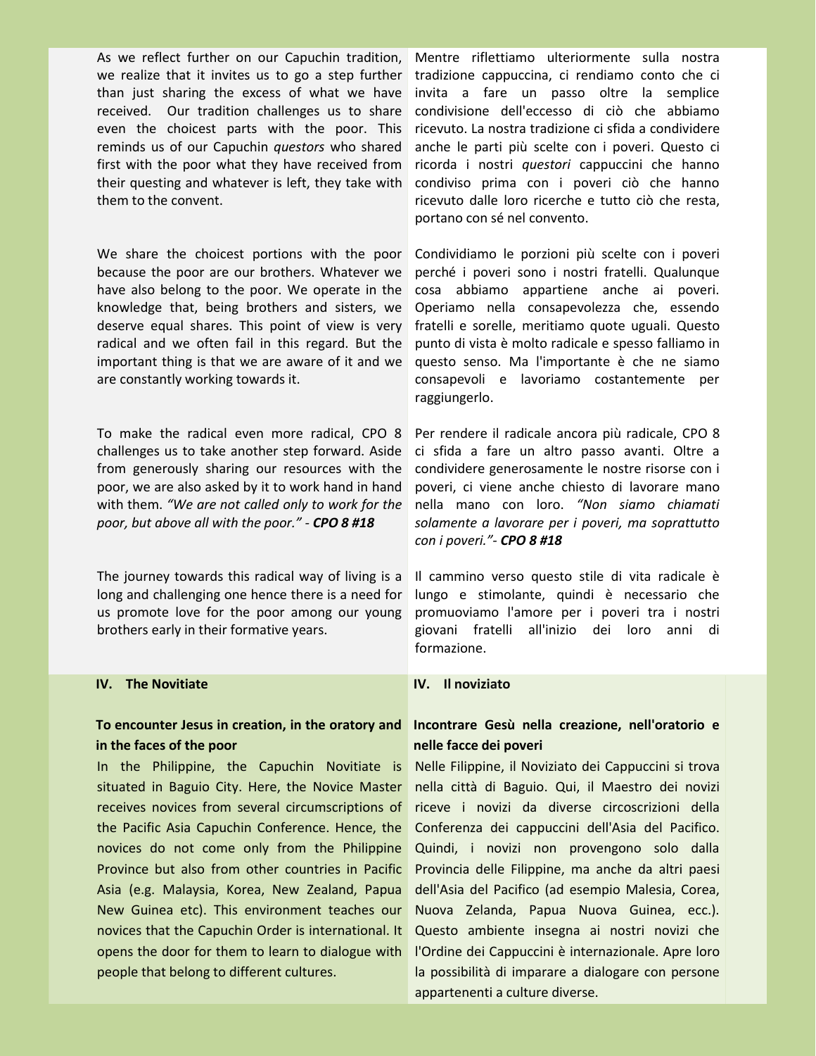As we reflect further on our Capuchin tradition, we realize that it invites us to go a step further than just sharing the excess of what we have received. Our tradition challenges us to share even the choicest parts with the poor. This reminds us of our Capuchin *questors* who shared first with the poor what they have received from their questing and whatever is left, they take with them to the convent.

Mentre riflettiamo ulteriormente sulla nostra tradizione cappuccina, ci rendiamo conto che ci invita a fare un passo oltre la semplice condivisione dell'eccesso di ciò che abbiamo ricevuto. La nostra tradizione ci sfida a condividere anche le parti più scelte con i poveri. Questo ci ricorda i nostri *questori* cappuccini che hanno condiviso prima con i poveri ciò che hanno ricevuto dalle loro ricerche e tutto ciò che resta, portano con sé nel convento.

We share the choicest portions with the poor because the poor are our brothers. Whatever we have also belong to the poor. We operate in the knowledge that, being brothers and sisters, we deserve equal shares. This point of view is very radical and we often fail in this regard. But the important thing is that we are aware of it and we are constantly working towards it.

Condividiamo le porzioni più scelte con i poveri perché i poveri sono i nostri fratelli. Qualunque cosa abbiamo appartiene anche ai poveri. Operiamo nella consapevolezza che, essendo fratelli e sorelle, meritiamo quote uguali. Questo punto di vista è molto radicale e spesso falliamo in questo senso. Ma l'importante è che ne siamo consapevoli e lavoriamo costantemente per raggiungerlo.

To make the radical even more radical, CPO 8 challenges us to take another step forward. Aside from generously sharing our resources with the poor, we are also asked by it to work hand in hand with them. *"We are not called only to work for the poor, but above all with the poor."* - ***CPO 8 #18***

Per rendere il radicale ancora più radicale, CPO 8 ci sfida a fare un altro passo avanti. Oltre a condividere generosamente le nostre risorse con i poveri, ci viene anche chiesto di lavorare mano nella mano con loro. *"Non siamo chiamati solamente a lavorare per i poveri, ma soprattutto con i poveri."*- ***CPO 8 #18***

The journey towards this radical way of living is a long and challenging one hence there is a need for us promote love for the poor among our young brothers early in their formative years.

Il cammino verso questo stile di vita radicale è lungo e stimolante, quindi è necessario che promuoviamo l'amore per i poveri tra i nostri giovani fratelli all'inizio dei loro anni di formazione.

## IV. The Novitiate

### To encounter Jesus in creation, in the oratory and in the faces of the poor

In the Philippine, the Capuchin Novitiate is situated in Baguio City. Here, the Novice Master receives novices from several circumscriptions of the Pacific Asia Capuchin Conference. Hence, the novices do not come only from the Philippine Province but also from other countries in Pacific Asia (e.g. Malaysia, Korea, New Zealand, Papua New Guinea etc). This environment teaches our novices that the Capuchin Order is international. It opens the door for them to learn to dialogue with people that belong to different cultures.

## IV. Il noviziato

### Incontrare Gesù nella creazione, nell'oratorio e nelle facce dei poveri

Nelle Filippine, il Noviziato dei Cappuccini si trova nella città di Baguio. Qui, il Maestro dei novizi riceve i novizi da diverse circoscrizioni della Conferenza dei cappuccini dell'Asia del Pacifico. Quindi, i novizi non provengono solo dalla Provincia delle Filippine, ma anche da altri paesi dell'Asia del Pacifico (ad esempio Malesia, Corea, Nuova Zelanda, Papua Nuova Guinea, ecc.). Questo ambiente insegna ai nostri novizi che l'Ordine dei Cappuccini è internazionale. Apre loro la possibilità di imparare a dialogare con persone appartenenti a culture diverse.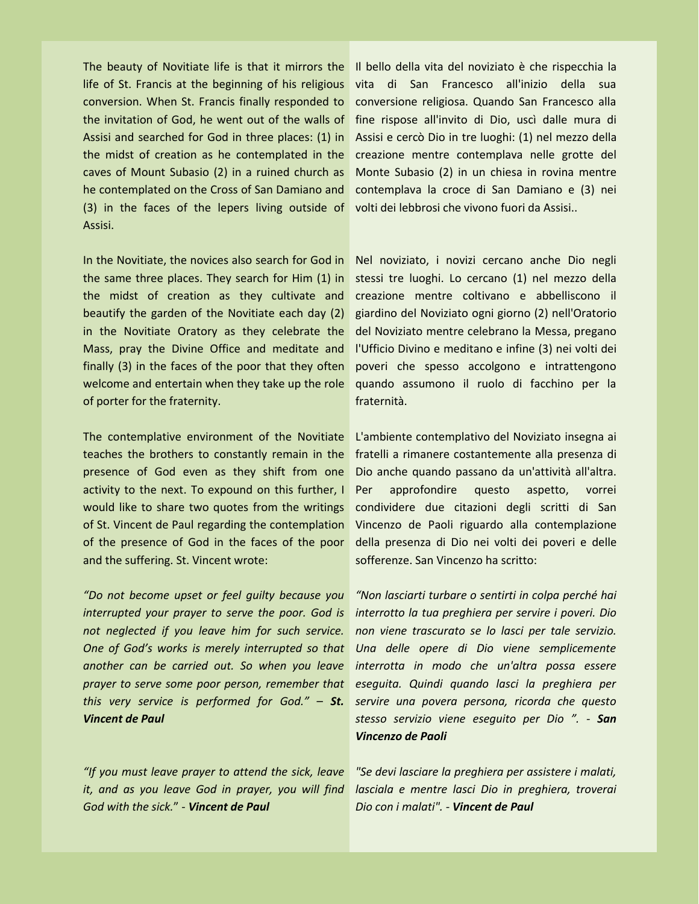The beauty of Novitiate life is that it mirrors the life of St. Francis at the beginning of his religious conversion. When St. Francis finally responded to the invitation of God, he went out of the walls of Assisi and searched for God in three places: (1) in the midst of creation as he contemplated in the caves of Mount Subasio (2) in a ruined church as he contemplated on the Cross of San Damiano and (3) in the faces of the lepers living outside of Assisi.

In the Novitiate, the novices also search for God in the same three places. They search for Him (1) in the midst of creation as they cultivate and beautify the garden of the Novitiate each day (2) in the Novitiate Oratory as they celebrate the Mass, pray the Divine Office and meditate and finally (3) in the faces of the poor that they often welcome and entertain when they take up the role of porter for the fraternity.

The contemplative environment of the Novitiate teaches the brothers to constantly remain in the presence of God even as they shift from one activity to the next. To expound on this further, I would like to share two quotes from the writings of St. Vincent de Paul regarding the contemplation of the presence of God in the faces of the poor and the suffering. St. Vincent wrote:

*"Do not become upset or feel guilty because you interrupted your prayer to serve the poor. God is not neglected if you leave him for such service. One of God's works is merely interrupted so that another can be carried out. So when you leave prayer to serve some poor person, remember that this very service is performed for God." – **St. Vincent de Paul***

*"If you must leave prayer to attend the sick, leave it, and as you leave God in prayer, you will find God with the sick." - **Vincent de Paul***

Il bello della vita del noviziato è che rispecchia la vita di San Francesco all'inizio della sua conversione religiosa. Quando San Francesco alla fine rispose all'invito di Dio, uscì dalle mura di Assisi e cercò Dio in tre luoghi: (1) nel mezzo della creazione mentre contemplava nelle grotte del Monte Subasio (2) in un chiesa in rovina mentre contemplava la croce di San Damiano e (3) nei volti dei lebbrosi che vivono fuori da Assisi..

Nel noviziato, i novizi cercano anche Dio negli stessi tre luoghi. Lo cercano (1) nel mezzo della creazione mentre coltivano e abbelliscono il giardino del Noviziato ogni giorno (2) nell'Oratorio del Noviziato mentre celebrano la Messa, pregano l'Ufficio Divino e meditano e infine (3) nei volti dei poveri che spesso accolgono e intrattengono quando assumono il ruolo di facchino per la fraternità.

L'ambiente contemplativo del Noviziato insegna ai fratelli a rimanere costantemente alla presenza di Dio anche quando passano da un'attività all'altra. Per approfondire questo aspetto, vorrei condividere due citazioni degli scritti di San Vincenzo de Paoli riguardo alla contemplazione della presenza di Dio nei volti dei poveri e delle sofferenze. San Vincenzo ha scritto:

*"Non lasciarti turbare o sentirti in colpa perché hai interrotto la tua preghiera per servire i poveri. Dio non viene trascurato se lo lasci per tale servizio. Una delle opere di Dio viene semplicemente interrotta in modo che un'altra possa essere eseguita. Quindi quando lasci la preghiera per servire una povera persona, ricorda che questo stesso servizio viene eseguito per Dio ". - **San Vincenzo de Paoli***

*"Se devi lasciare la preghiera per assistere i malati, lasciala e mentre lasci Dio in preghiera, troverai Dio con i malati". - **Vincent de Paul***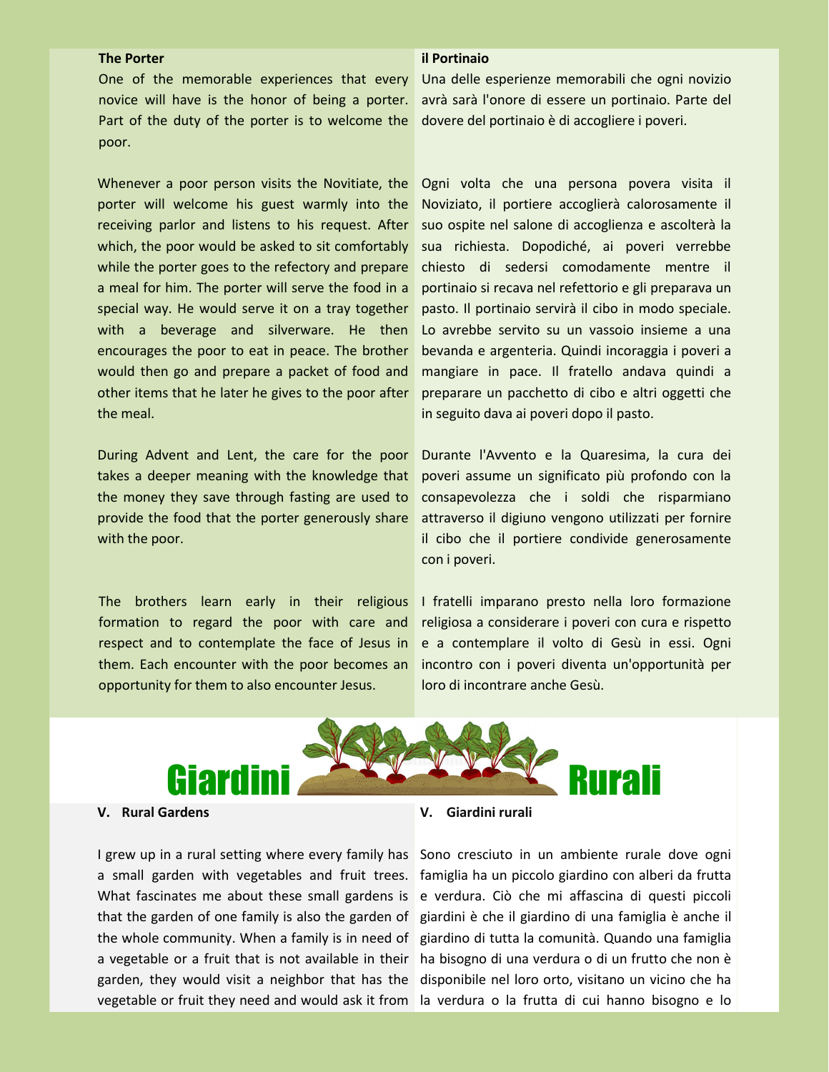### The Porter

One of the memorable experiences that every novice will have is the honor of being a porter. Part of the duty of the porter is to welcome the poor.

Whenever a poor person visits the Novitiate, the porter will welcome his guest warmly into the receiving parlor and listens to his request. After which, the poor would be asked to sit comfortably while the porter goes to the refectory and prepare a meal for him. The porter will serve the food in a special way. He would serve it on a tray together with a beverage and silverware. He then encourages the poor to eat in peace. The brother would then go and prepare a packet of food and other items that he later he gives to the poor after the meal.

During Advent and Lent, the care for the poor takes a deeper meaning with the knowledge that the money they save through fasting are used to provide the food that the porter generously share with the poor.

The brothers learn early in their religious formation to regard the poor with care and respect and to contemplate the face of Jesus in them. Each encounter with the poor becomes an opportunity for them to also encounter Jesus.

### il Portinaio

Una delle esperienze memorabili che ogni novizio avrà sarà l'onore di essere un portinaio. Parte del dovere del portinaio è di accogliere i poveri.

Ogni volta che una persona povera visita il Noviziato, il portiere accoglierà calorosamente il suo ospite nel salone di accoglienza e ascolterà la sua richiesta. Dopodiché, ai poveri verrebbe chiesto di sedersi comodamente mentre il portinaio si recava nel refettorio e gli preparava un pasto. Il portinaio servirà il cibo in modo speciale. Lo avrebbe servito su un vassoio insieme a una bevanda e argenteria. Quindi incoraggia i poveri a mangiare in pace. Il fratello andava quindi a preparare un pacchetto di cibo e altri oggetti che in seguito dava ai poveri dopo il pasto.

Durante l'Avvento e la Quaresima, la cura dei poveri assume un significato più profondo con la consapevolezza che i soldi che risparmiano attraverso il digiuno vengono utilizzati per fornire il cibo che il portiere condivide generosamente con i poveri.

I fratelli imparano presto nella loro formazione religiosa a considerare i poveri con cura e rispetto e a contemplare il volto di Gesù in essi. Ogni incontro con i poveri diventa un'opportunità per loro di incontrare anche Gesù.

# Giardini Rurali

### V. Rural Gardens

I grew up in a rural setting where every family has a small garden with vegetables and fruit trees. What fascinates me about these small gardens is that the garden of one family is also the garden of the whole community. When a family is in need of a vegetable or a fruit that is not available in their garden, they would visit a neighbor that has the vegetable or fruit they need and would ask it from

### V. Giardini rurali

Sono cresciuto in un ambiente rurale dove ogni famiglia ha un piccolo giardino con alberi da frutta e verdura. Ciò che mi affascina di questi piccoli giardini è che il giardino di una famiglia è anche il giardino di tutta la comunità. Quando una famiglia ha bisogno di una verdura o di un frutto che non è disponibile nel loro orto, visitano un vicino che ha la verdura o la frutta di cui hanno bisogno e lo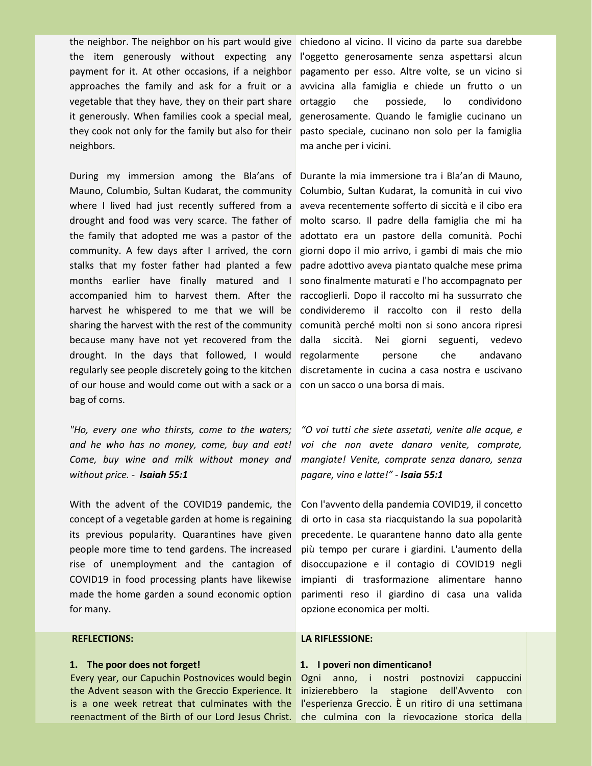the neighbor. The neighbor on his part would give the item generously without expecting any payment for it. At other occasions, if a neighbor approaches the family and ask for a fruit or a vegetable that they have, they on their part share it generously. When families cook a special meal, they cook not only for the family but also for their neighbors.

During my immersion among the Bla'ans of Mauno, Columbio, Sultan Kudarat, the community where I lived had just recently suffered from a drought and food was very scarce. The father of the family that adopted me was a pastor of the community. A few days after I arrived, the corn stalks that my foster father had planted a few months earlier have finally matured and I accompanied him to harvest them. After the harvest he whispered to me that we will be sharing the harvest with the rest of the community because many have not yet recovered from the drought. In the days that followed, I would regularly see people discretely going to the kitchen of our house and would come out with a sack or a bag of corns.

*"Ho, every one who thirsts, come to the waters; and he who has no money, come, buy and eat! Come, buy wine and milk without money and without price. - **Isaiah 55:1***

With the advent of the COVID19 pandemic, the concept of a vegetable garden at home is regaining its previous popularity. Quarantines have given people more time to tend gardens. The increased rise of unemployment and the cantagion of COVID19 in food processing plants have likewise made the home garden a sound economic option for many.

chiedono al vicino. Il vicino da parte sua darebbe l'oggetto generosamente senza aspettarsi alcun pagamento per esso. Altre volte, se un vicino si avvicina alla famiglia e chiede un frutto o un ortaggio che possiede, lo condividono generosamente. Quando le famiglie cucinano un pasto speciale, cucinano non solo per la famiglia ma anche per i vicini.

Durante la mia immersione tra i Bla'an di Mauno, Columbio, Sultan Kudarat, la comunità in cui vivo aveva recentemente sofferto di siccità e il cibo era molto scarso. Il padre della famiglia che mi ha adottato era un pastore della comunità. Pochi giorni dopo il mio arrivo, i gambi di mais che mio padre adottivo aveva piantato qualche mese prima sono finalmente maturati e l'ho accompagnato per raccoglierli. Dopo il raccolto mi ha sussurrato che condivideremo il raccolto con il resto della comunità perché molti non si sono ancora ripresi dalla siccità. Nei giorni seguenti, vedevo regolarmente persone che andavano discretamente in cucina a casa nostra e uscivano con un sacco o una borsa di mais.

*"O voi tutti che siete assetati, venite alle acque, e voi che non avete danaro venite, comprate, mangiate! Venite, comprate senza danaro, senza pagare, vino e latte!" - **Isaia 55:1***

Con l'avvento della pandemia COVID19, il concetto di orto in casa sta riacquistando la sua popolarità precedente. Le quarantene hanno dato alla gente più tempo per curare i giardini. L'aumento della disoccupazione e il contagio di COVID19 negli impianti di trasformazione alimentare hanno parimenti reso il giardino di casa una valida opzione economica per molti.

## REFLECTIONS:

**1. The poor does not forget!**

Every year, our Capuchin Postnovices would begin the Advent season with the Greccio Experience. It is a one week retreat that culminates with the reenactment of the Birth of our Lord Jesus Christ.

## LA RIFLESSIONE:

**1. I poveri non dimenticano!**

Ogni anno, i nostri postnovizi cappuccini inizierebbero la stagione dell'Avvento con l'esperienza Greccio. È un ritiro di una settimana che culmina con la rievocazione storica della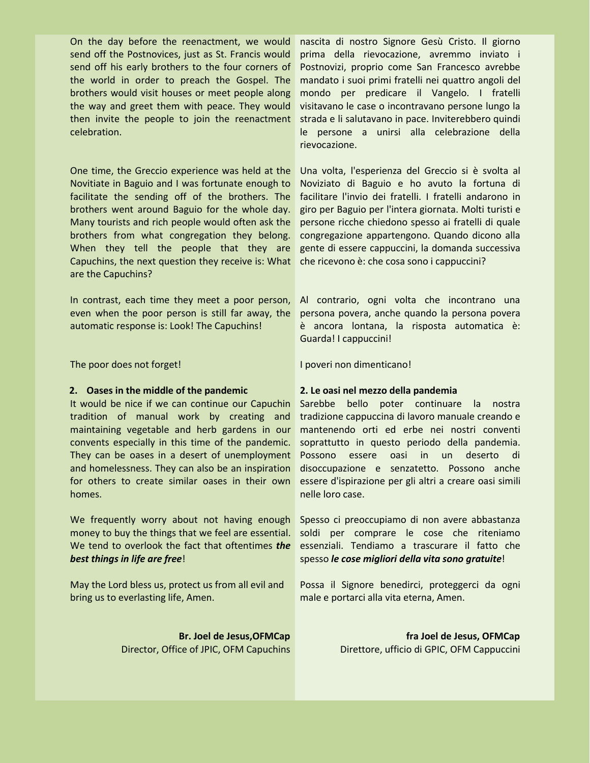On the day before the reenactment, we would send off the Postnovices, just as St. Francis would send off his early brothers to the four corners of the world in order to preach the Gospel. The brothers would visit houses or meet people along the way and greet them with peace. They would then invite the people to join the reenactment celebration.

One time, the Greccio experience was held at the Novitiate in Baguio and I was fortunate enough to facilitate the sending off of the brothers. The brothers went around Baguio for the whole day. Many tourists and rich people would often ask the brothers from what congregation they belong. When they tell the people that they are Capuchins, the next question they receive is: What are the Capuchins?

In contrast, each time they meet a poor person, even when the poor person is still far away, the automatic response is: Look! The Capuchins!

The poor does not forget!

**2. Oases in the middle of the pandemic**

It would be nice if we can continue our Capuchin tradition of manual work by creating and maintaining vegetable and herb gardens in our convents especially in this time of the pandemic. They can be oases in a desert of unemployment and homelessness. They can also be an inspiration for others to create similar oases in their own homes.

We frequently worry about not having enough money to buy the things that we feel are essential. We tend to overlook the fact that oftentimes ***the best things in life are free***!

May the Lord bless us, protect us from all evil and bring us to everlasting life, Amen.

**Br. Joel de Jesus,OFMCap**
Director, Office of JPIC, OFM Capuchins

nascita di nostro Signore Gesù Cristo. Il giorno prima della rievocazione, avremmo inviato i Postnovizi, proprio come San Francesco avrebbe mandato i suoi primi fratelli nei quattro angoli del mondo per predicare il Vangelo. I fratelli visitavano le case o incontravano persone lungo la strada e li salutavano in pace. Inviterebbero quindi le persone a unirsi alla celebrazione della rievocazione.

Una volta, l'esperienza del Greccio si è svolta al Noviziato di Baguio e ho avuto la fortuna di facilitare l'invio dei fratelli. I fratelli andarono in giro per Baguio per l'intera giornata. Molti turisti e persone ricche chiedono spesso ai fratelli di quale congregazione appartengono. Quando dicono alla gente di essere cappuccini, la domanda successiva che ricevono è: che cosa sono i cappuccini?

Al contrario, ogni volta che incontrano una persona povera, anche quando la persona povera è ancora lontana, la risposta automatica è: Guarda! I cappuccini!

I poveri non dimenticano!

**2. Le oasi nel mezzo della pandemia**

Sarebbe bello poter continuare la nostra tradizione cappuccina di lavoro manuale creando e mantenendo orti ed erbe nei nostri conventi soprattutto in questo periodo della pandemia. Possono essere oasi in un deserto di disoccupazione e senzatetto. Possono anche essere d'ispirazione per gli altri a creare oasi simili nelle loro case.

Spesso ci preoccupiamo di non avere abbastanza soldi per comprare le cose che riteniamo essenziali. Tendiamo a trascurare il fatto che spesso ***le cose migliori della vita sono gratuite***!

Possa il Signore benedirci, proteggerci da ogni male e portarci alla vita eterna, Amen.

**fra Joel de Jesus, OFMCap**
Direttore, ufficio di GPIC, OFM Cappuccini